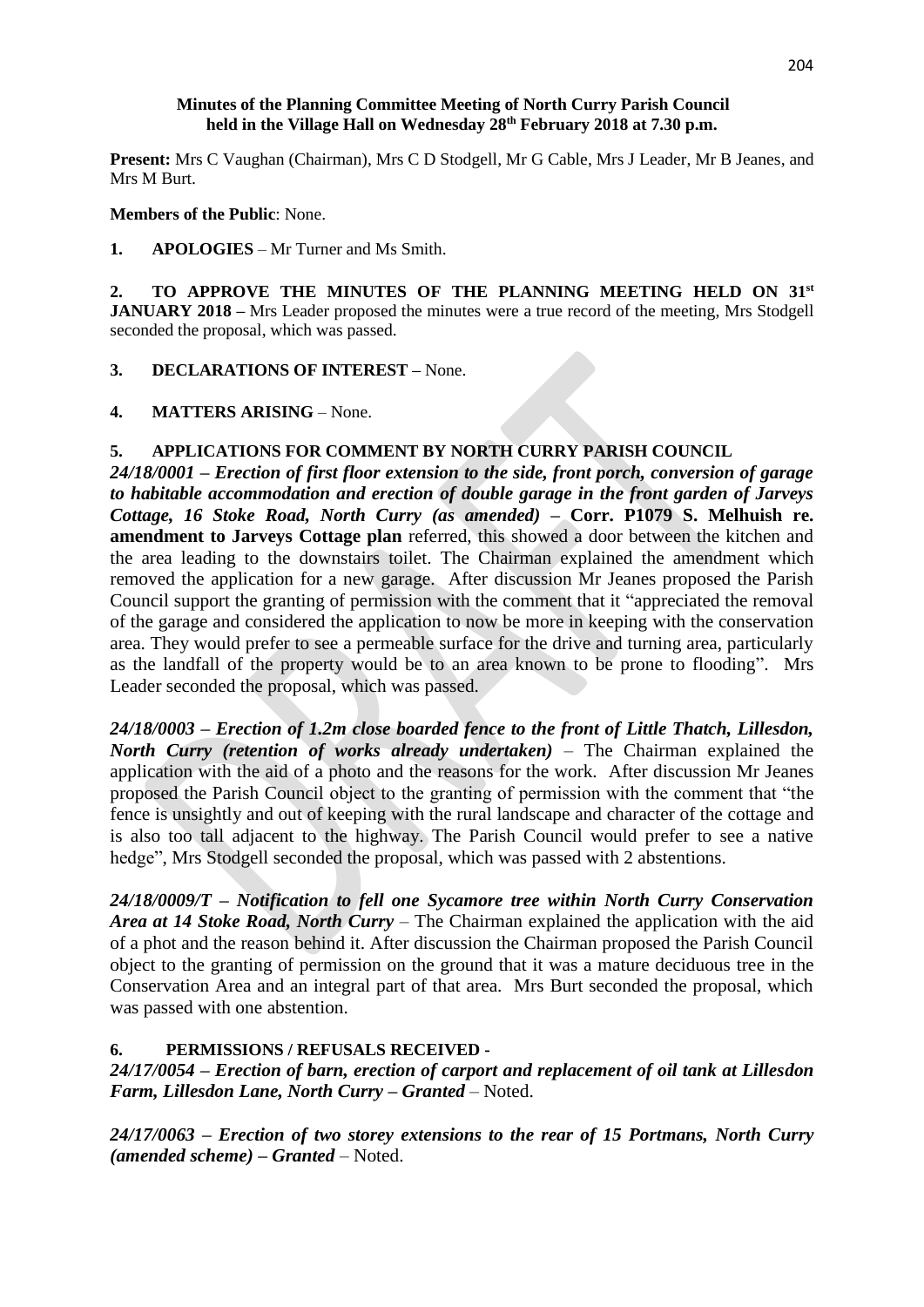**Minutes of the Planning Committee Meeting of North Curry Parish Council held in the Village Hall on Wednesday 28th February 2018 at 7.30 p.m.**

**Present:** Mrs C Vaughan (Chairman), Mrs C D Stodgell, Mr G Cable, Mrs J Leader, Mr B Jeanes, and Mrs M Burt.

**Members of the Public**: None.

**1. APOLOGIES** – Mr Turner and Ms Smith.

**2. TO APPROVE THE MINUTES OF THE PLANNING MEETING HELD ON 31st JANUARY 2018 –** Mrs Leader proposed the minutes were a true record of the meeting, Mrs Stodgell seconded the proposal, which was passed.

**3. DECLARATIONS OF INTEREST –** None.

**4. MATTERS ARISING** – None.

**5. APPLICATIONS FOR COMMENT BY NORTH CURRY PARISH COUNCIL**

***24/18/0001 – Erection of first floor extension to the side, front porch, conversion of garage to habitable accommodation and erection of double garage in the front garden of Jarveys Cottage, 16 Stoke Road, North Curry (as amended) –*** **Corr. P1079 S. Melhuish re. amendment to Jarveys Cottage plan** referred, this showed a door between the kitchen and the area leading to the downstairs toilet. The Chairman explained the amendment which removed the application for a new garage. After discussion Mr Jeanes proposed the Parish Council support the granting of permission with the comment that it "appreciated the removal of the garage and considered the application to now be more in keeping with the conservation area. They would prefer to see a permeable surface for the drive and turning area, particularly as the landfall of the property would be to an area known to be prone to flooding". Mrs Leader seconded the proposal, which was passed.

***24/18/0003 – Erection of 1.2m close boarded fence to the front of Little Thatch, Lillesdon, North Curry (retention of works already undertaken)*** – The Chairman explained the application with the aid of a photo and the reasons for the work. After discussion Mr Jeanes proposed the Parish Council object to the granting of permission with the comment that "the fence is unsightly and out of keeping with the rural landscape and character of the cottage and is also too tall adjacent to the highway. The Parish Council would prefer to see a native hedge", Mrs Stodgell seconded the proposal, which was passed with 2 abstentions.

***24/18/0009/T – Notification to fell one Sycamore tree within North Curry Conservation Area at 14 Stoke Road, North Curry*** – The Chairman explained the application with the aid of a phot and the reason behind it. After discussion the Chairman proposed the Parish Council object to the granting of permission on the ground that it was a mature deciduous tree in the Conservation Area and an integral part of that area. Mrs Burt seconded the proposal, which was passed with one abstention.

**6. PERMISSIONS / REFUSALS RECEIVED -**

***24/17/0054 – Erection of barn, erection of carport and replacement of oil tank at Lillesdon Farm, Lillesdon Lane, North Curry – Granted*** – Noted.

***24/17/0063 – Erection of two storey extensions to the rear of 15 Portmans, North Curry (amended scheme) – Granted*** – Noted.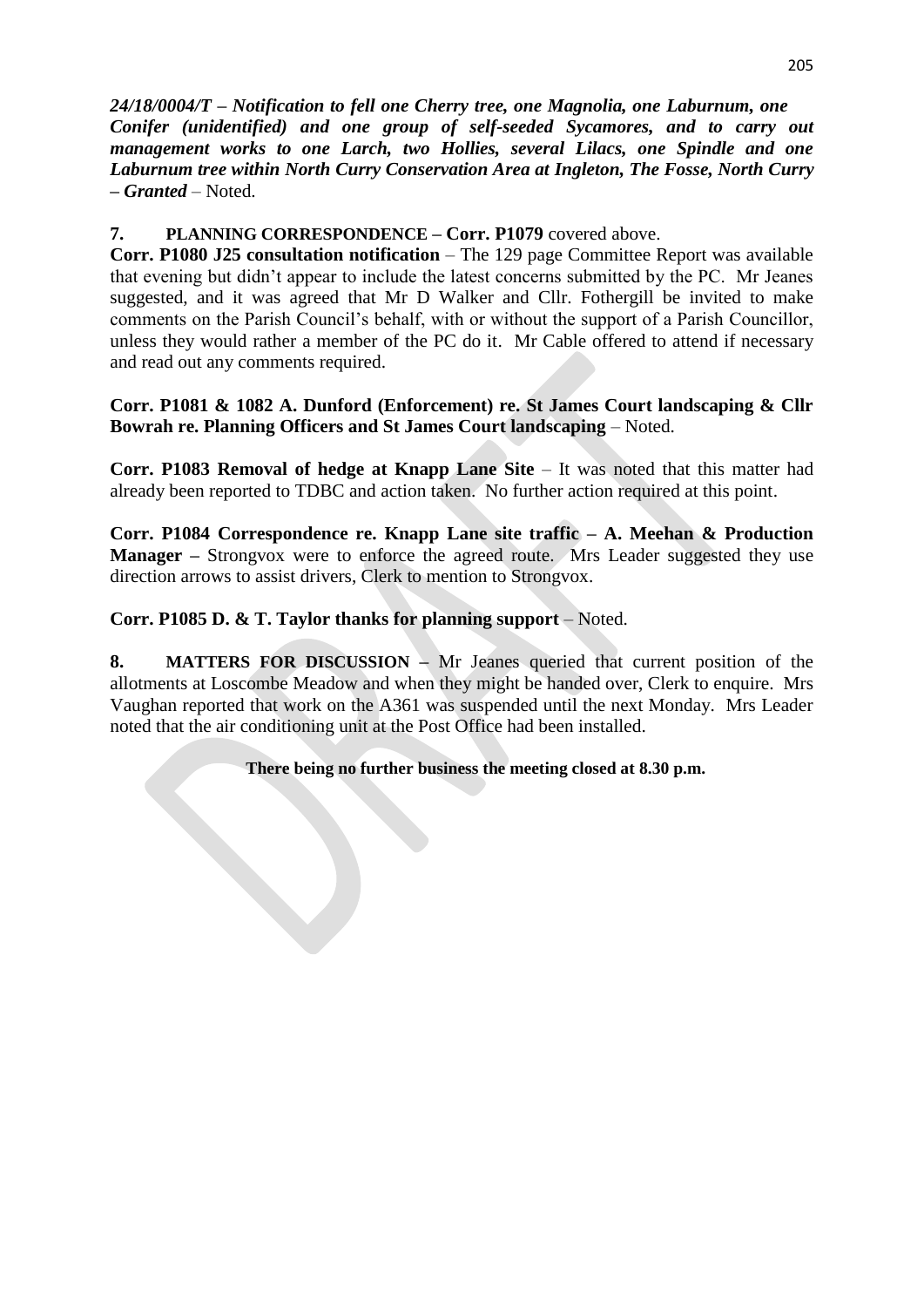***24/18/0004/T – Notification to fell one Cherry tree, one Magnolia, one Laburnum, one Conifer (unidentified) and one group of self-seeded Sycamores, and to carry out management works to one Larch, two Hollies, several Lilacs, one Spindle and one Laburnum tree within North Curry Conservation Area at Ingleton, The Fosse, North Curry – Granted*** – Noted.

**7. PLANNING CORRESPONDENCE – Corr. P1079** covered above.

**Corr. P1080 J25 consultation notification** – The 129 page Committee Report was available that evening but didn't appear to include the latest concerns submitted by the PC. Mr Jeanes suggested, and it was agreed that Mr D Walker and Cllr. Fothergill be invited to make comments on the Parish Council's behalf, with or without the support of a Parish Councillor, unless they would rather a member of the PC do it. Mr Cable offered to attend if necessary and read out any comments required.

**Corr. P1081 & 1082 A. Dunford (Enforcement) re. St James Court landscaping & Cllr Bowrah re. Planning Officers and St James Court landscaping** – Noted.

**Corr. P1083 Removal of hedge at Knapp Lane Site** – It was noted that this matter had already been reported to TDBC and action taken. No further action required at this point.

**Corr. P1084 Correspondence re. Knapp Lane site traffic – A. Meehan & Production Manager –** Strongvox were to enforce the agreed route. Mrs Leader suggested they use direction arrows to assist drivers, Clerk to mention to Strongvox.

**Corr. P1085 D. & T. Taylor thanks for planning support** – Noted.

**8. MATTERS FOR DISCUSSION –** Mr Jeanes queried that current position of the allotments at Loscombe Meadow and when they might be handed over, Clerk to enquire. Mrs Vaughan reported that work on the A361 was suspended until the next Monday. Mrs Leader noted that the air conditioning unit at the Post Office had been installed.

**There being no further business the meeting closed at 8.30 p.m.**